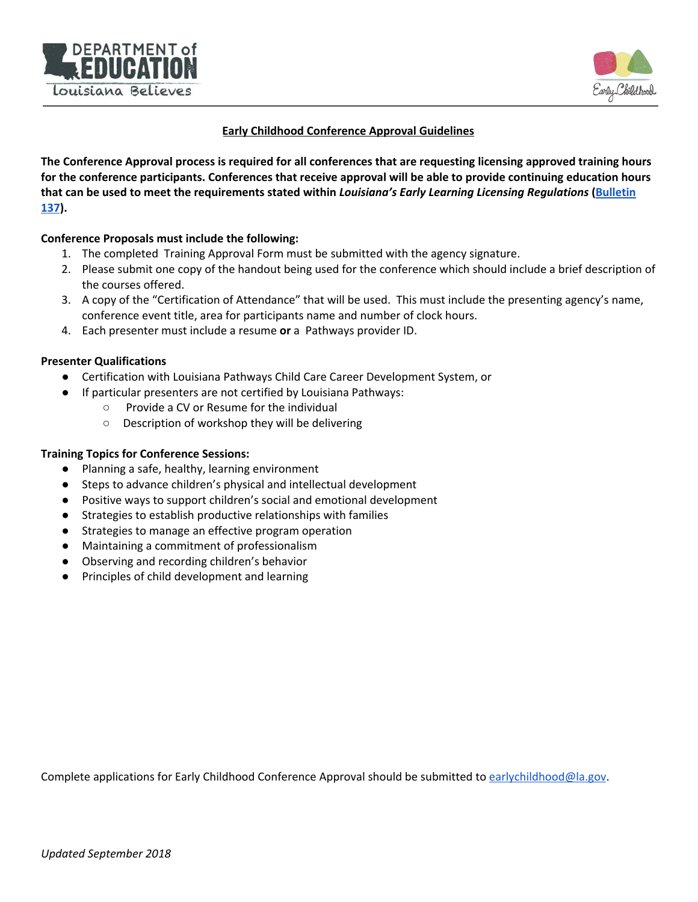# Early Childhood Conference Approval Guidelines

**The Conference Approval process is required for all conferences that are requesting licensing approved training hours for the conference participants. Conferences that receive approval will be able to provide continuing education hours that can be used to meet the requirements stated within *Louisiana's Early Learning Licensing Regulations* ([Bulletin 137](Bulletin 137)).**

**Conference Proposals must include the following:**

1. The completed Training Approval Form must be submitted with the agency signature.
2. Please submit one copy of the handout being used for the conference which should include a brief description of the courses offered.
3. A copy of the "Certification of Attendance" that will be used. This must include the presenting agency's name, conference event title, area for participants name and number of clock hours.
4. Each presenter must include a resume **or** a Pathways provider ID.

**Presenter Qualifications**

- Certification with Louisiana Pathways Child Care Career Development System, or
- If particular presenters are not certified by Louisiana Pathways:
  - Provide a CV or Resume for the individual
  - Description of workshop they will be delivering

**Training Topics for Conference Sessions:**

- Planning a safe, healthy, learning environment
- Steps to advance children's physical and intellectual development
- Positive ways to support children's social and emotional development
- Strategies to establish productive relationships with families
- Strategies to manage an effective program operation
- Maintaining a commitment of professionalism
- Observing and recording children's behavior
- Principles of child development and learning

Complete applications for Early Childhood Conference Approval should be submitted to [earlychildhood@la.gov](mailto:earlychildhood@la.gov).

*Updated September 2018*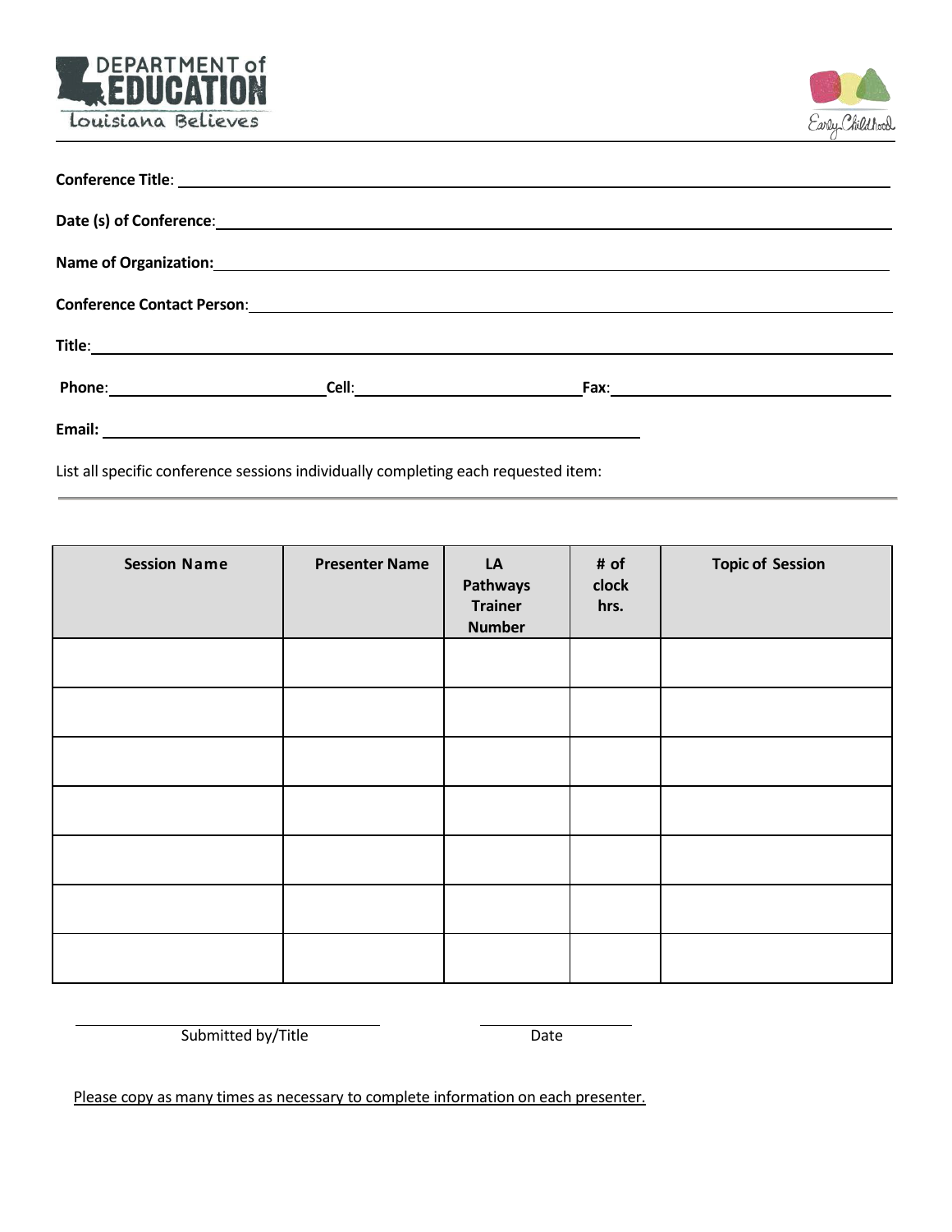DEPARTMENT of EDUCATION

Louisiana Believes

Early Childhood

**Conference Title**: ______________________________

**Date (s) of Conference**: ______________________________

**Name of Organization:** ______________________________

**Conference Contact Person**: ______________________________

**Title**: ______________________________

**Phone**: ______________ **Cell**: ______________ **Fax**: ______________

**Email:** ______________________________

List all specific conference sessions individually completing each requested item:

| Session Name | Presenter Name | LA Pathways Trainer Number | # of clock hrs. | Topic of Session |
|---|---|---|---|---|
| | | | | |
| | | | | |
| | | | | |
| | | | | |
| | | | | |
| | | | | |
| | | | | |

______________________________ Submitted by/Title

______________ Date

Please copy as many times as necessary to complete information on each presenter.